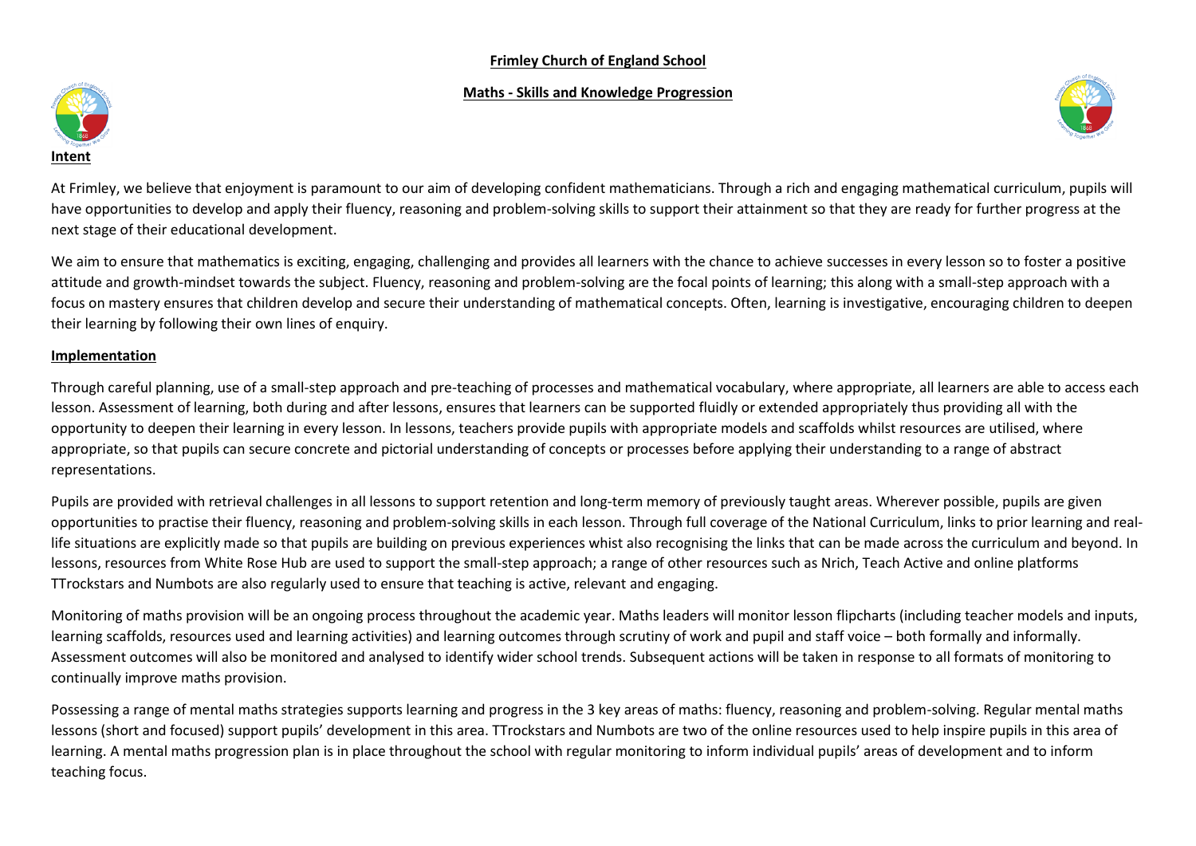**Frimley Church of England School**

**Maths - Skills and Knowledge Progression**

## Intent

At Frimley, we believe that enjoyment is paramount to our aim of developing confident mathematicians. Through a rich and engaging mathematical curriculum, pupils will have opportunities to develop and apply their fluency, reasoning and problem-solving skills to support their attainment so that they are ready for further progress at the next stage of their educational development.

We aim to ensure that mathematics is exciting, engaging, challenging and provides all learners with the chance to achieve successes in every lesson so to foster a positive attitude and growth-mindset towards the subject. Fluency, reasoning and problem-solving are the focal points of learning; this along with a small-step approach with a focus on mastery ensures that children develop and secure their understanding of mathematical concepts. Often, learning is investigative, encouraging children to deepen their learning by following their own lines of enquiry.

## Implementation

Through careful planning, use of a small-step approach and pre-teaching of processes and mathematical vocabulary, where appropriate, all learners are able to access each lesson. Assessment of learning, both during and after lessons, ensures that learners can be supported fluidly or extended appropriately thus providing all with the opportunity to deepen their learning in every lesson. In lessons, teachers provide pupils with appropriate models and scaffolds whilst resources are utilised, where appropriate, so that pupils can secure concrete and pictorial understanding of concepts or processes before applying their understanding to a range of abstract representations.

Pupils are provided with retrieval challenges in all lessons to support retention and long-term memory of previously taught areas. Wherever possible, pupils are given opportunities to practise their fluency, reasoning and problem-solving skills in each lesson. Through full coverage of the National Curriculum, links to prior learning and real-life situations are explicitly made so that pupils are building on previous experiences whist also recognising the links that can be made across the curriculum and beyond. In lessons, resources from White Rose Hub are used to support the small-step approach; a range of other resources such as Nrich, Teach Active and online platforms TTrockstars and Numbots are also regularly used to ensure that teaching is active, relevant and engaging.

Monitoring of maths provision will be an ongoing process throughout the academic year. Maths leaders will monitor lesson flipcharts (including teacher models and inputs, learning scaffolds, resources used and learning activities) and learning outcomes through scrutiny of work and pupil and staff voice – both formally and informally. Assessment outcomes will also be monitored and analysed to identify wider school trends. Subsequent actions will be taken in response to all formats of monitoring to continually improve maths provision.

Possessing a range of mental maths strategies supports learning and progress in the 3 key areas of maths: fluency, reasoning and problem-solving. Regular mental maths lessons (short and focused) support pupils' development in this area. TTrockstars and Numbots are two of the online resources used to help inspire pupils in this area of learning. A mental maths progression plan is in place throughout the school with regular monitoring to inform individual pupils' areas of development and to inform teaching focus.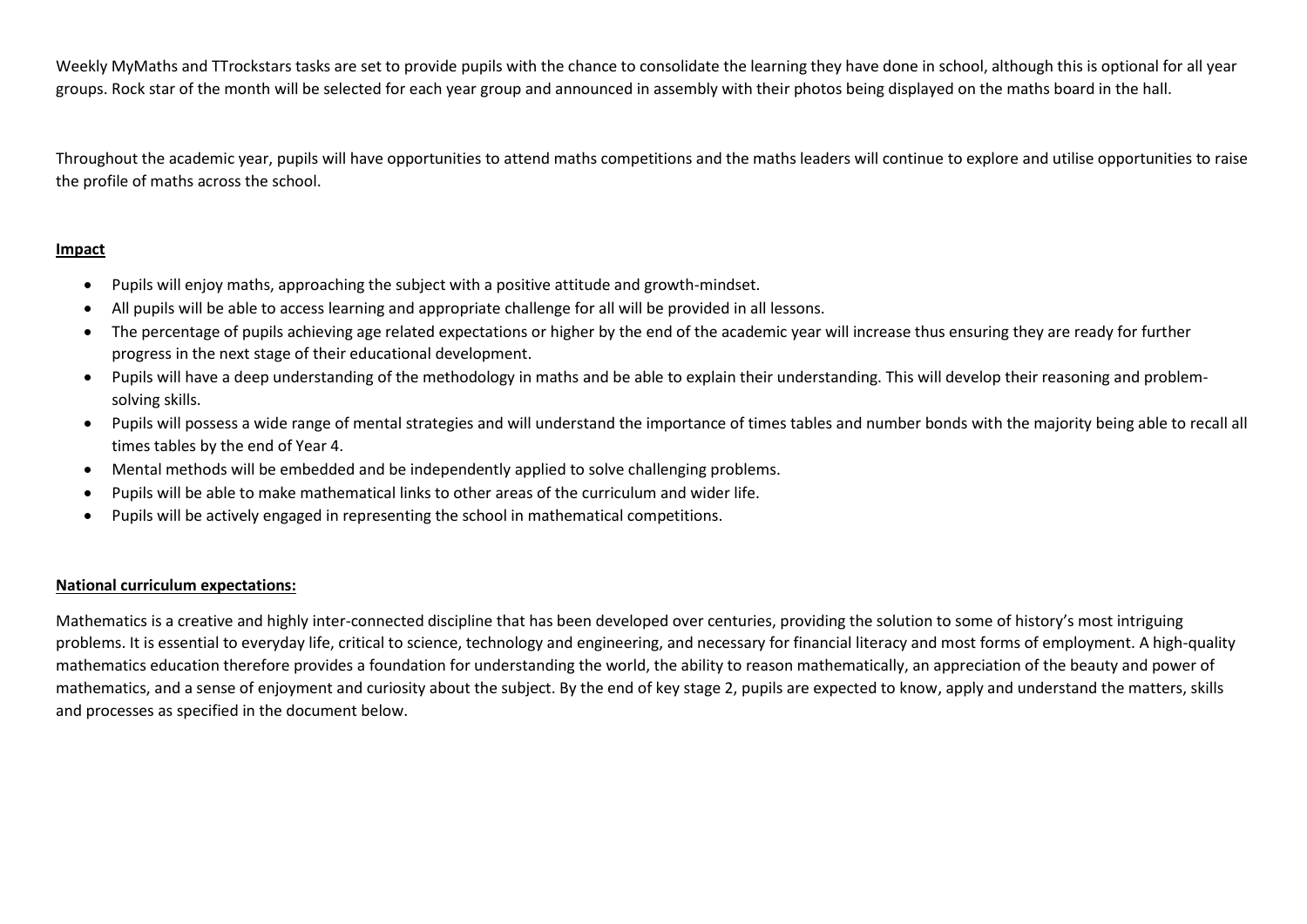Weekly MyMaths and TTrockstars tasks are set to provide pupils with the chance to consolidate the learning they have done in school, although this is optional for all year groups. Rock star of the month will be selected for each year group and announced in assembly with their photos being displayed on the maths board in the hall.

Throughout the academic year, pupils will have opportunities to attend maths competitions and the maths leaders will continue to explore and utilise opportunities to raise the profile of maths across the school.

**Impact**

- Pupils will enjoy maths, approaching the subject with a positive attitude and growth-mindset.
- All pupils will be able to access learning and appropriate challenge for all will be provided in all lessons.
- The percentage of pupils achieving age related expectations or higher by the end of the academic year will increase thus ensuring they are ready for further progress in the next stage of their educational development.
- Pupils will have a deep understanding of the methodology in maths and be able to explain their understanding. This will develop their reasoning and problem-solving skills.
- Pupils will possess a wide range of mental strategies and will understand the importance of times tables and number bonds with the majority being able to recall all times tables by the end of Year 4.
- Mental methods will be embedded and be independently applied to solve challenging problems.
- Pupils will be able to make mathematical links to other areas of the curriculum and wider life.
- Pupils will be actively engaged in representing the school in mathematical competitions.

**National curriculum expectations:**

Mathematics is a creative and highly inter-connected discipline that has been developed over centuries, providing the solution to some of history's most intriguing problems. It is essential to everyday life, critical to science, technology and engineering, and necessary for financial literacy and most forms of employment. A high-quality mathematics education therefore provides a foundation for understanding the world, the ability to reason mathematically, an appreciation of the beauty and power of mathematics, and a sense of enjoyment and curiosity about the subject. By the end of key stage 2, pupils are expected to know, apply and understand the matters, skills and processes as specified in the document below.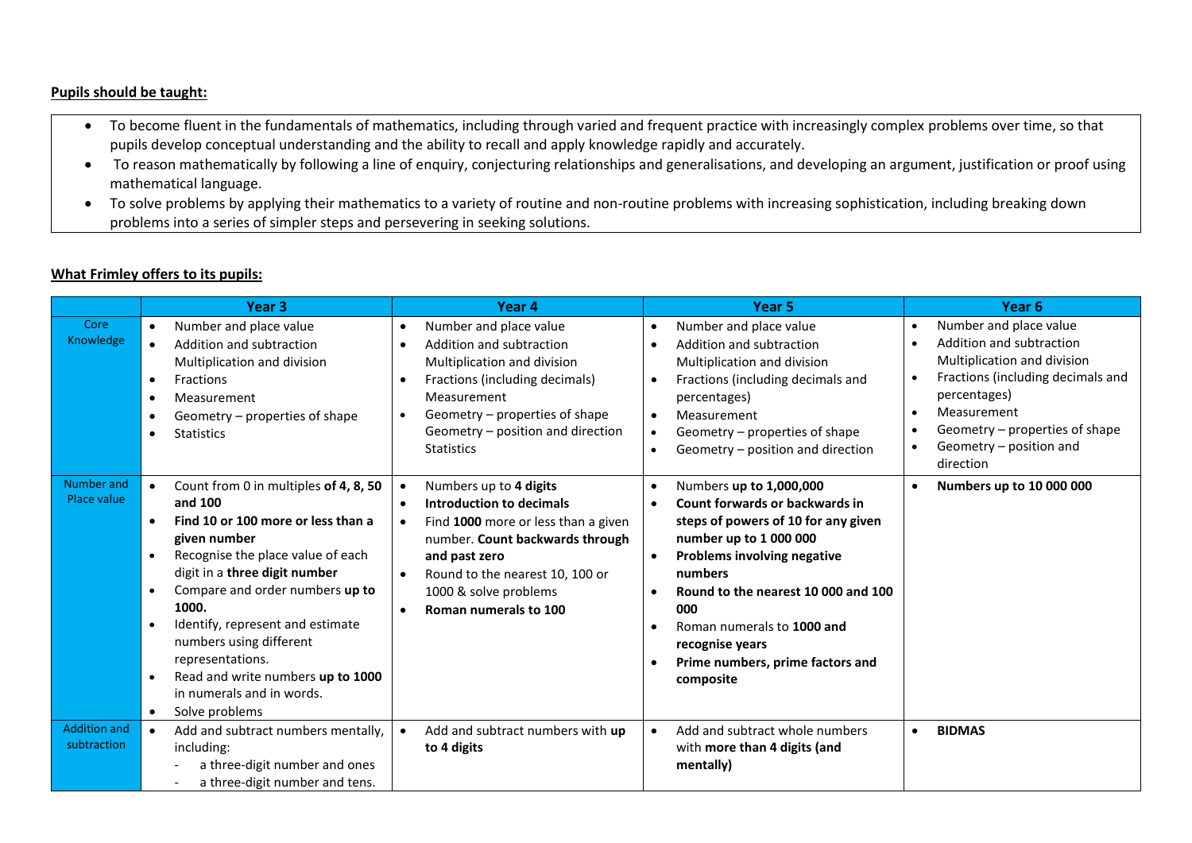**Pupils should be taught:**

- To become fluent in the fundamentals of mathematics, including through varied and frequent practice with increasingly complex problems over time, so that pupils develop conceptual understanding and the ability to recall and apply knowledge rapidly and accurately.
- To reason mathematically by following a line of enquiry, conjecturing relationships and generalisations, and developing an argument, justification or proof using mathematical language.
- To solve problems by applying their mathematics to a variety of routine and non-routine problems with increasing sophistication, including breaking down problems into a series of simpler steps and persevering in seeking solutions.

**What Frimley offers to its pupils:**

| | Year 3 | Year 4 | Year 5 | Year 6 |
|---|---|---|---|---|
| Core Knowledge | • Number and place value<br>• Addition and subtraction<br>Multiplication and division<br>• Fractions<br>• Measurement<br>• Geometry – properties of shape<br>• Statistics | • Number and place value<br>• Addition and subtraction<br>Multiplication and division<br>• Fractions (including decimals)<br>Measurement<br>• Geometry – properties of shape<br>Geometry – position and direction<br>Statistics | • Number and place value<br>• Addition and subtraction<br>Multiplication and division<br>• Fractions (including decimals and percentages)<br>• Measurement<br>• Geometry – properties of shape<br>• Geometry – position and direction | • Number and place value<br>• Addition and subtraction<br>Multiplication and division<br>• Fractions (including decimals and percentages)<br>• Measurement<br>• Geometry – properties of shape<br>• Geometry – position and direction |
| Number and Place value | • Count from 0 in multiples **of 4, 8, 50 and 100**<br>• **Find 10 or 100 more or less than a given number**<br>• Recognise the place value of each digit in a **three digit number**<br>• Compare and order numbers **up to 1000.**<br>• Identify, represent and estimate numbers using different representations.<br>• Read and write numbers **up to 1000** in numerals and in words.<br>• Solve problems | • Numbers up to **4 digits**<br>• **Introduction to decimals**<br>• Find **1000** more or less than a given number. **Count backwards through and past zero**<br>• Round to the nearest 10, 100 or 1000 & solve problems<br>• **Roman numerals to 100** | • Numbers **up to 1,000,000**<br>• **Count forwards or backwards in steps of powers of 10 for any given number up to 1 000 000**<br>• **Problems involving negative numbers**<br>• **Round to the nearest 10 000 and 100 000**<br>• Roman numerals to **1000 and recognise years**<br>• **Prime numbers, prime factors and composite** | • **Numbers up to 10 000 000** |
| Addition and subtraction | • Add and subtract numbers mentally, including:<br>- a three-digit number and ones<br>- a three-digit number and tens. | • Add and subtract numbers with **up to 4 digits** | • Add and subtract whole numbers with **more than 4 digits (and mentally)** | • **BIDMAS** |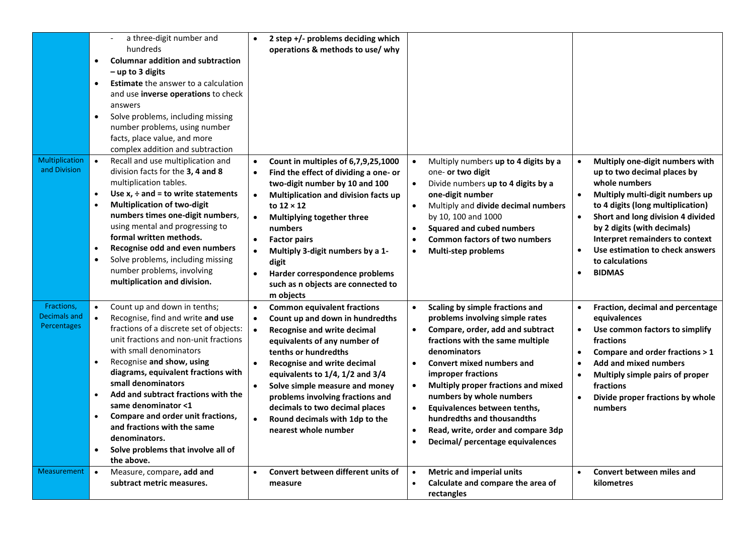| | | | | |
|---|---|---|---|---|
| | - a three-digit number and hundreds<br>• **Columnar addition and subtraction – up to 3 digits**<br>• **Estimate** the answer to a calculation and use **inverse operations** to check answers<br>• Solve problems, including missing number problems, using number facts, place value, and more complex addition and subtraction | • **2 step +/- problems deciding which operations & methods to use/ why** | | |
| Multiplication and Division | • Recall and use multiplication and division facts for the **3, 4 and 8** multiplication tables.<br>• **Use x, ÷ and = to write statements**<br>• **Multiplication of two-digit numbers times one-digit numbers**, using mental and progressing to **formal written methods.**<br>• **Recognise odd and even numbers**<br>• Solve problems, including missing number problems, involving **multiplication and division.** | • **Count in multiples of 6,7,9,25,1000**<br>• **Find the effect of dividing a one- or two-digit number by 10 and 100**<br>• **Multiplication and division facts up to 12 × 12**<br>• **Multiplying together three numbers**<br>• **Factor pairs**<br>• **Multiply 3-digit numbers by a 1-digit**<br>• **Harder correspondence problems such as n objects are connected to m objects** | • Multiply numbers **up to 4 digits by a** one- **or two digit**<br>• Divide numbers **up to 4 digits by a one-digit number**<br>• Multiply and **divide decimal numbers** by 10, 100 and 1000<br>• **Squared and cubed numbers**<br>• **Common factors of two numbers**<br>• **Multi-step problems** | • **Multiply one-digit numbers with up to two decimal places by whole numbers**<br>• **Multiply multi-digit numbers up to 4 digits (long multiplication)**<br>• **Short and long division 4 divided by 2 digits (with decimals) Interpret remainders to context**<br>• **Use estimation to check answers to calculations**<br>• **BIDMAS** |
| Fractions, Decimals and Percentages | • Count up and down in tenths;<br>• Recognise, find and write **and use** fractions of a discrete set of objects: unit fractions and non-unit fractions with small denominators<br>• Recognise **and show, using diagrams, equivalent fractions with small denominators**<br>• **Add and subtract fractions with the same denominator <1**<br>• **Compare and order unit fractions, and fractions with the same denominators.**<br>• **Solve problems that involve all of the above.** | • **Common equivalent fractions**<br>• **Count up and down in hundredths**<br>• **Recognise and write decimal equivalents of any number of tenths or hundredths**<br>• **Recognise and write decimal equivalents to 1/4, 1/2 and 3/4**<br>• **Solve simple measure and money problems involving fractions and decimals to two decimal places**<br>• **Round decimals with 1dp to the nearest whole number** | • **Scaling by simple fractions and problems involving simple rates**<br>• **Compare, order, add and subtract fractions with the same multiple denominators**<br>• **Convert mixed numbers and improper fractions**<br>• **Multiply proper fractions and mixed numbers by whole numbers**<br>• **Equivalences between tenths, hundredths and thousandths**<br>• **Read, write, order and compare 3dp**<br>• **Decimal/ percentage equivalences** | • **Fraction, decimal and percentage equivalences**<br>• **Use common factors to simplify fractions**<br>• **Compare and order fractions > 1**<br>• **Add and mixed numbers**<br>• **Multiply simple pairs of proper fractions**<br>• **Divide proper fractions by whole numbers** |
| Measurement | • Measure, compare**, add and subtract metric measures.** | • **Convert between different units of measure** | • **Metric and imperial units**<br>• **Calculate and compare the area of rectangles** | • **Convert between miles and kilometres** |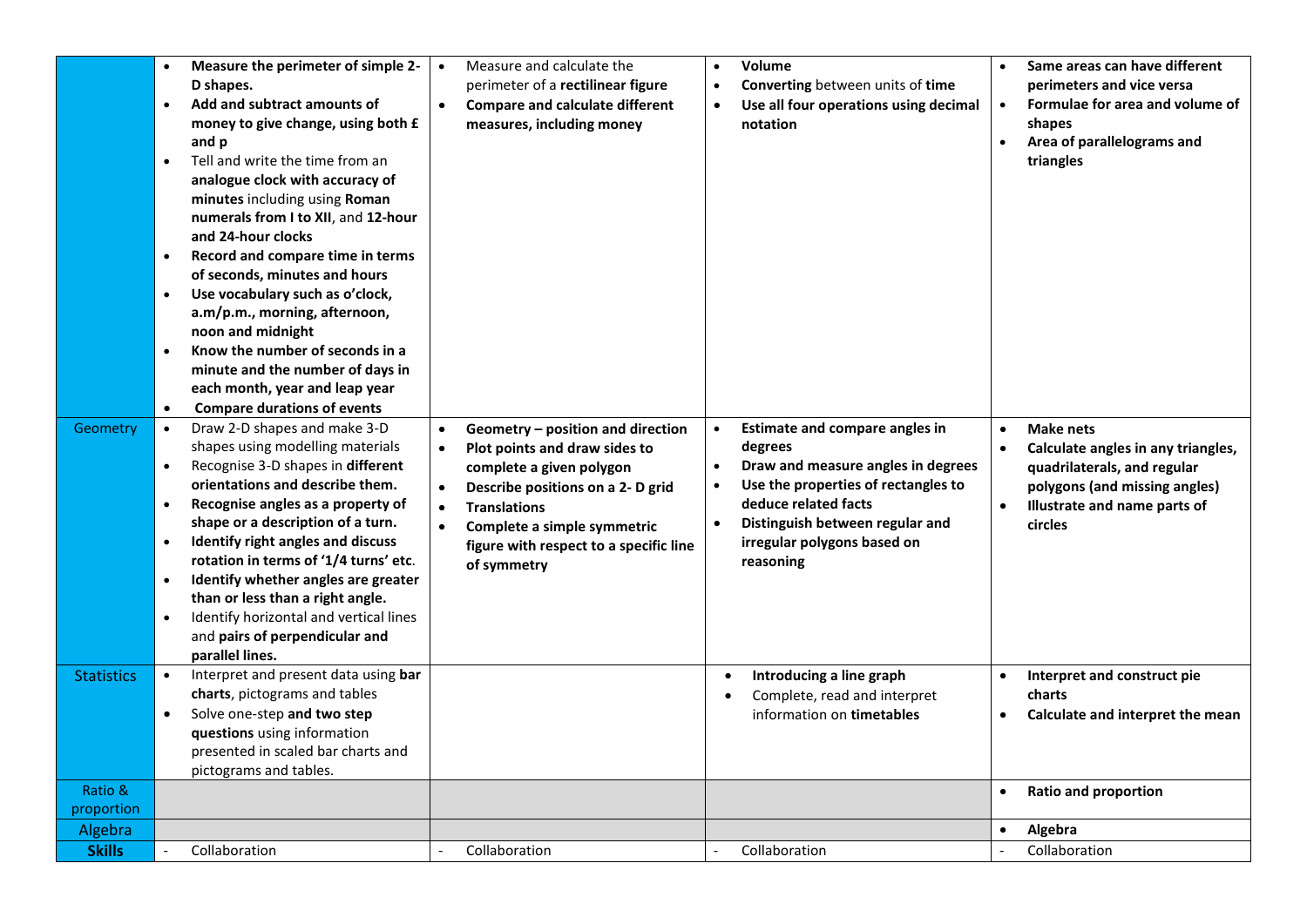| | | | | |
|---|---|---|---|---|
| | • **Measure the perimeter of simple 2-D shapes.**<br>• **Add and subtract amounts of money to give change, using both £ and p**<br>• Tell and write the time from an **analogue clock with accuracy of minutes** including using **Roman numerals from I to XII**, and **12-hour and 24-hour clocks**<br>• **Record and compare time in terms of seconds, minutes and hours**<br>• **Use vocabulary such as o'clock, a.m/p.m., morning, afternoon, noon and midnight**<br>• **Know the number of seconds in a minute and the number of days in each month, year and leap year**<br>• **Compare durations of events** | • Measure and calculate the perimeter of a **rectilinear figure**<br>• **Compare and calculate different measures, including money** | • **Volume**<br>• **Converting** between units of **time**<br>• **Use all four operations using decimal notation** | • **Same areas can have different perimeters and vice versa**<br>• **Formulae for area and volume of shapes**<br>• **Area of parallelograms and triangles** |
| Geometry | • Draw 2-D shapes and make 3-D shapes using modelling materials<br>• Recognise 3-D shapes in **different orientations and describe them.**<br>• **Recognise angles as a property of shape or a description of a turn.**<br>• **Identify right angles and discuss rotation in terms of '1/4 turns' etc.**<br>• **Identify whether angles are greater than or less than a right angle.**<br>• Identify horizontal and vertical lines and **pairs of perpendicular and parallel lines.** | • **Geometry – position and direction**<br>• **Plot points and draw sides to complete a given polygon**<br>• **Describe positions on a 2- D grid**<br>• **Translations**<br>• **Complete a simple symmetric figure with respect to a specific line of symmetry** | • **Estimate and compare angles in degrees**<br>• **Draw and measure angles in degrees**<br>• **Use the properties of rectangles to deduce related facts**<br>• **Distinguish between regular and irregular polygons based on reasoning** | • **Make nets**<br>• **Calculate angles in any triangles, quadrilaterals, and regular polygons (and missing angles)**<br>• **Illustrate and name parts of circles** |
| Statistics | • Interpret and present data using **bar charts**, pictograms and tables<br>• Solve one-step **and two step questions** using information presented in scaled bar charts and pictograms and tables. | | • **Introducing a line graph**<br>• Complete, read and interpret information on **timetables** | • **Interpret and construct pie charts**<br>• **Calculate and interpret the mean** |
| Ratio & proportion | | | | • **Ratio and proportion** |
| Algebra | | | | • **Algebra** |
| **Skills** | - Collaboration | - Collaboration | - Collaboration | - Collaboration |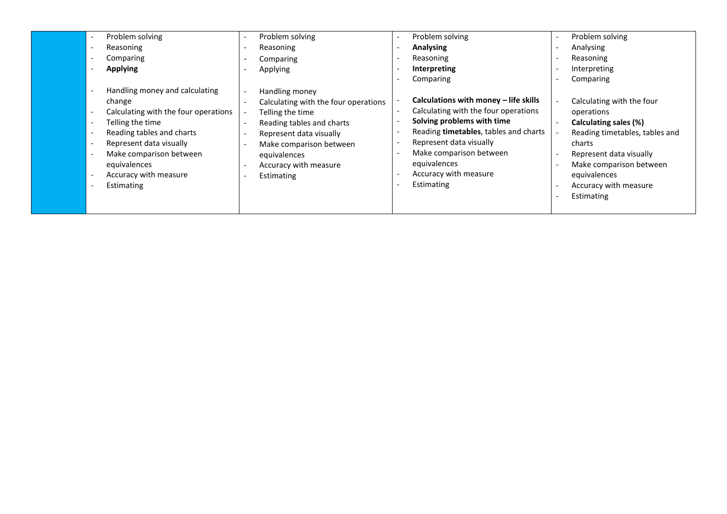| | | | | |
|---|---|---|---|---|
| | - Problem solving<br>- Reasoning<br>- Comparing<br>- **Applying**<br><br>- Handling money and calculating change<br>- Calculating with the four operations<br>- Telling the time<br>- Reading tables and charts<br>- Represent data visually<br>- Make comparison between equivalences<br>- Accuracy with measure<br>- Estimating | - Problem solving<br>- Reasoning<br>- Comparing<br>- Applying<br><br>- Handling money<br>- Calculating with the four operations<br>- Telling the time<br>- Reading tables and charts<br>- Represent data visually<br>- Make comparison between equivalences<br>- Accuracy with measure<br>- Estimating | - Problem solving<br>- **Analysing**<br>- Reasoning<br>- **Interpreting**<br>- Comparing<br><br>- **Calculations with money – life skills**<br>- Calculating with the four operations<br>- **Solving problems with time**<br>- Reading **timetables**, tables and charts<br>- Represent data visually<br>- Make comparison between equivalences<br>- Accuracy with measure<br>- Estimating | - Problem solving<br>- Analysing<br>- Reasoning<br>- Interpreting<br>- Comparing<br><br>- Calculating with the four operations<br>- **Calculating sales (%)**<br>- Reading timetables, tables and charts<br>- Represent data visually<br>- Make comparison between equivalences<br>- Accuracy with measure<br>- Estimating |